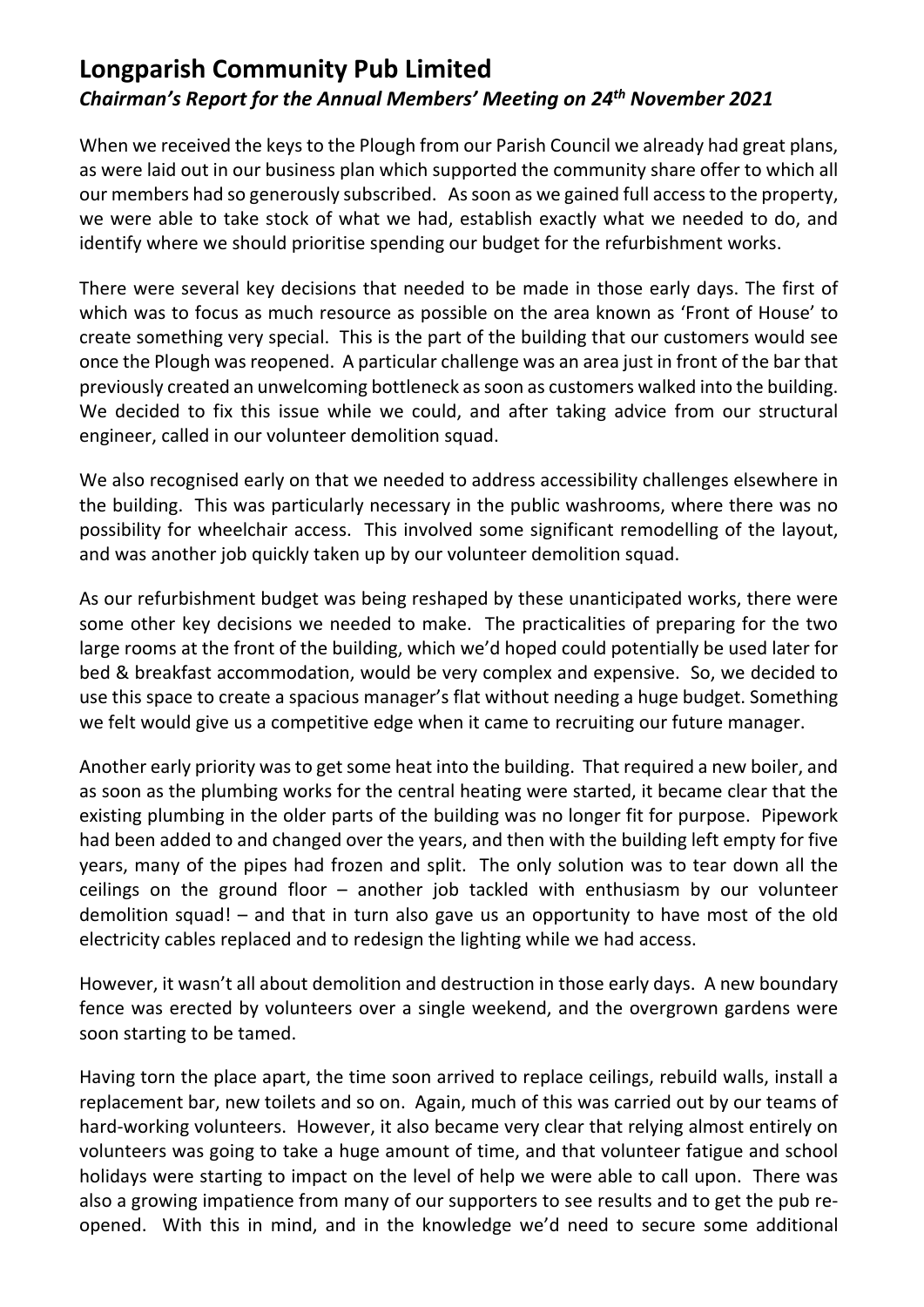# Longparish Community Pub Limited

## *Chairman's Report for the Annual Members' Meeting on 24th November 2021*

When we received the keys to the Plough from our Parish Council we already had great plans, as were laid out in our business plan which supported the community share offer to which all our members had so generously subscribed. As soon as we gained full access to the property, we were able to take stock of what we had, establish exactly what we needed to do, and identify where we should prioritise spending our budget for the refurbishment works.

There were several key decisions that needed to be made in those early days. The first of which was to focus as much resource as possible on the area known as 'Front of House' to create something very special. This is the part of the building that our customers would see once the Plough was reopened. A particular challenge was an area just in front of the bar that previously created an unwelcoming bottleneck as soon as customers walked into the building. We decided to fix this issue while we could, and after taking advice from our structural engineer, called in our volunteer demolition squad.

We also recognised early on that we needed to address accessibility challenges elsewhere in the building. This was particularly necessary in the public washrooms, where there was no possibility for wheelchair access. This involved some significant remodelling of the layout, and was another job quickly taken up by our volunteer demolition squad.

As our refurbishment budget was being reshaped by these unanticipated works, there were some other key decisions we needed to make. The practicalities of preparing for the two large rooms at the front of the building, which we'd hoped could potentially be used later for bed & breakfast accommodation, would be very complex and expensive. So, we decided to use this space to create a spacious manager's flat without needing a huge budget. Something we felt would give us a competitive edge when it came to recruiting our future manager.

Another early priority was to get some heat into the building. That required a new boiler, and as soon as the plumbing works for the central heating were started, it became clear that the existing plumbing in the older parts of the building was no longer fit for purpose. Pipework had been added to and changed over the years, and then with the building left empty for five years, many of the pipes had frozen and split. The only solution was to tear down all the ceilings on the ground floor – another job tackled with enthusiasm by our volunteer demolition squad! – and that in turn also gave us an opportunity to have most of the old electricity cables replaced and to redesign the lighting while we had access.

However, it wasn't all about demolition and destruction in those early days. A new boundary fence was erected by volunteers over a single weekend, and the overgrown gardens were soon starting to be tamed.

Having torn the place apart, the time soon arrived to replace ceilings, rebuild walls, install a replacement bar, new toilets and so on. Again, much of this was carried out by our teams of hard-working volunteers. However, it also became very clear that relying almost entirely on volunteers was going to take a huge amount of time, and that volunteer fatigue and school holidays were starting to impact on the level of help we were able to call upon. There was also a growing impatience from many of our supporters to see results and to get the pub re-opened. With this in mind, and in the knowledge we'd need to secure some additional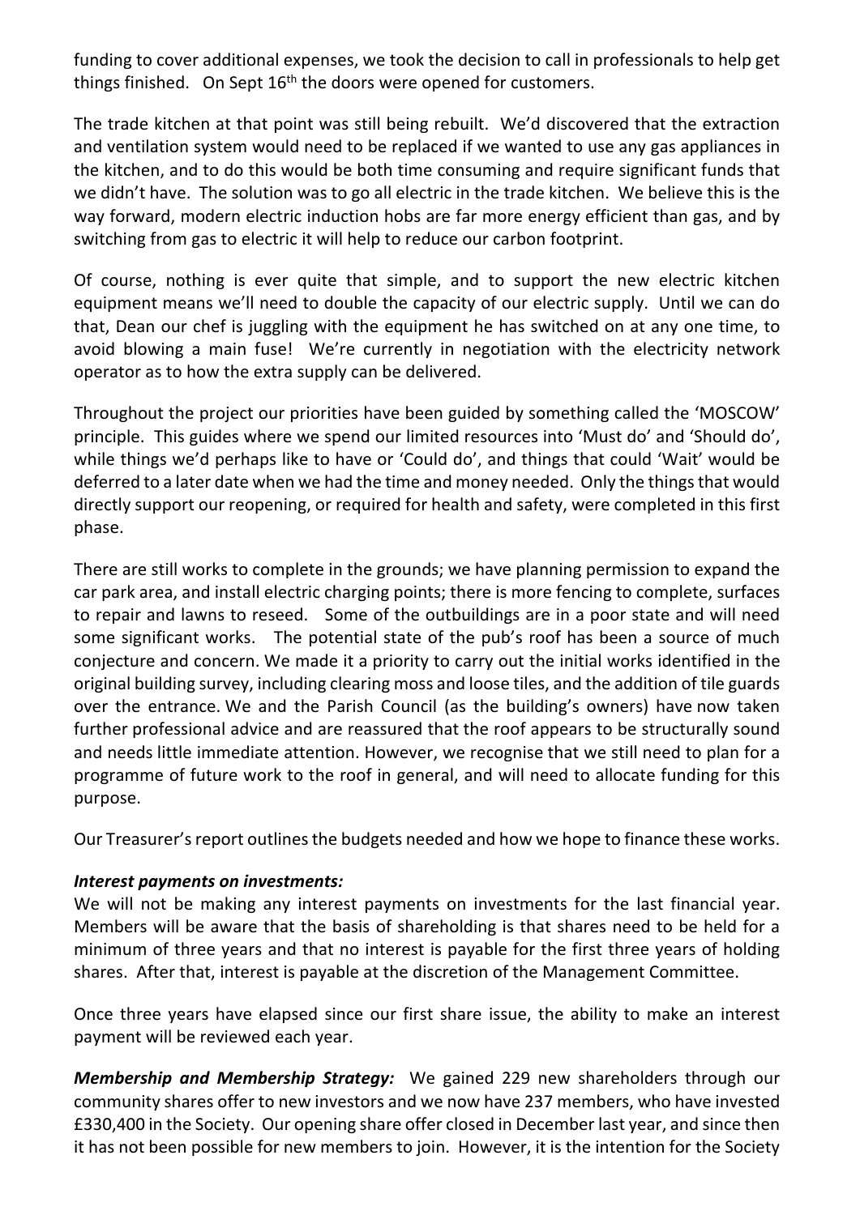funding to cover additional expenses, we took the decision to call in professionals to help get things finished. On Sept 16th the doors were opened for customers.

The trade kitchen at that point was still being rebuilt. We'd discovered that the extraction and ventilation system would need to be replaced if we wanted to use any gas appliances in the kitchen, and to do this would be both time consuming and require significant funds that we didn't have. The solution was to go all electric in the trade kitchen. We believe this is the way forward, modern electric induction hobs are far more energy efficient than gas, and by switching from gas to electric it will help to reduce our carbon footprint.

Of course, nothing is ever quite that simple, and to support the new electric kitchen equipment means we'll need to double the capacity of our electric supply. Until we can do that, Dean our chef is juggling with the equipment he has switched on at any one time, to avoid blowing a main fuse! We're currently in negotiation with the electricity network operator as to how the extra supply can be delivered.

Throughout the project our priorities have been guided by something called the 'MOSCOW' principle. This guides where we spend our limited resources into 'Must do' and 'Should do', while things we'd perhaps like to have or 'Could do', and things that could 'Wait' would be deferred to a later date when we had the time and money needed. Only the things that would directly support our reopening, or required for health and safety, were completed in this first phase.

There are still works to complete in the grounds; we have planning permission to expand the car park area, and install electric charging points; there is more fencing to complete, surfaces to repair and lawns to reseed. Some of the outbuildings are in a poor state and will need some significant works. The potential state of the pub's roof has been a source of much conjecture and concern. We made it a priority to carry out the initial works identified in the original building survey, including clearing moss and loose tiles, and the addition of tile guards over the entrance. We and the Parish Council (as the building's owners) have now taken further professional advice and are reassured that the roof appears to be structurally sound and needs little immediate attention. However, we recognise that we still need to plan for a programme of future work to the roof in general, and will need to allocate funding for this purpose.

Our Treasurer's report outlines the budgets needed and how we hope to finance these works.

***Interest payments on investments:***
We will not be making any interest payments on investments for the last financial year. Members will be aware that the basis of shareholding is that shares need to be held for a minimum of three years and that no interest is payable for the first three years of holding shares. After that, interest is payable at the discretion of the Management Committee.

Once three years have elapsed since our first share issue, the ability to make an interest payment will be reviewed each year.

***Membership and Membership Strategy:*** We gained 229 new shareholders through our community shares offer to new investors and we now have 237 members, who have invested £330,400 in the Society. Our opening share offer closed in December last year, and since then it has not been possible for new members to join. However, it is the intention for the Society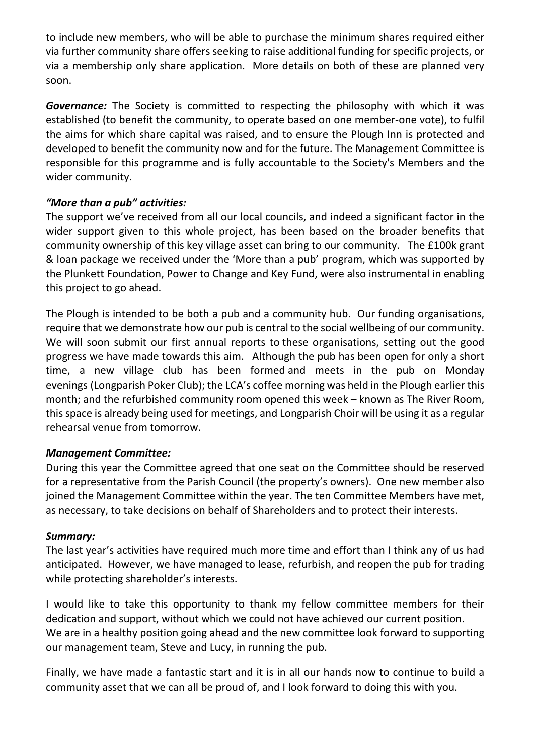to include new members, who will be able to purchase the minimum shares required either via further community share offers seeking to raise additional funding for specific projects, or via a membership only share application. More details on both of these are planned very soon.

***Governance:*** The Society is committed to respecting the philosophy with which it was established (to benefit the community, to operate based on one member-one vote), to fulfil the aims for which share capital was raised, and to ensure the Plough Inn is protected and developed to benefit the community now and for the future. The Management Committee is responsible for this programme and is fully accountable to the Society's Members and the wider community.

***"More than a pub" activities:***

The support we've received from all our local councils, and indeed a significant factor in the wider support given to this whole project, has been based on the broader benefits that community ownership of this key village asset can bring to our community. The £100k grant & loan package we received under the 'More than a pub' program, which was supported by the Plunkett Foundation, Power to Change and Key Fund, were also instrumental in enabling this project to go ahead.

The Plough is intended to be both a pub and a community hub. Our funding organisations, require that we demonstrate how our pub is central to the social wellbeing of our community. We will soon submit our first annual reports to these organisations, setting out the good progress we have made towards this aim. Although the pub has been open for only a short time, a new village club has been formed and meets in the pub on Monday evenings (Longparish Poker Club); the LCA's coffee morning was held in the Plough earlier this month; and the refurbished community room opened this week – known as The River Room, this space is already being used for meetings, and Longparish Choir will be using it as a regular rehearsal venue from tomorrow.

***Management Committee:***

During this year the Committee agreed that one seat on the Committee should be reserved for a representative from the Parish Council (the property's owners). One new member also joined the Management Committee within the year. The ten Committee Members have met, as necessary, to take decisions on behalf of Shareholders and to protect their interests.

***Summary:***

The last year's activities have required much more time and effort than I think any of us had anticipated. However, we have managed to lease, refurbish, and reopen the pub for trading while protecting shareholder's interests.

I would like to take this opportunity to thank my fellow committee members for their dedication and support, without which we could not have achieved our current position.
We are in a healthy position going ahead and the new committee look forward to supporting our management team, Steve and Lucy, in running the pub.

Finally, we have made a fantastic start and it is in all our hands now to continue to build a community asset that we can all be proud of, and I look forward to doing this with you.